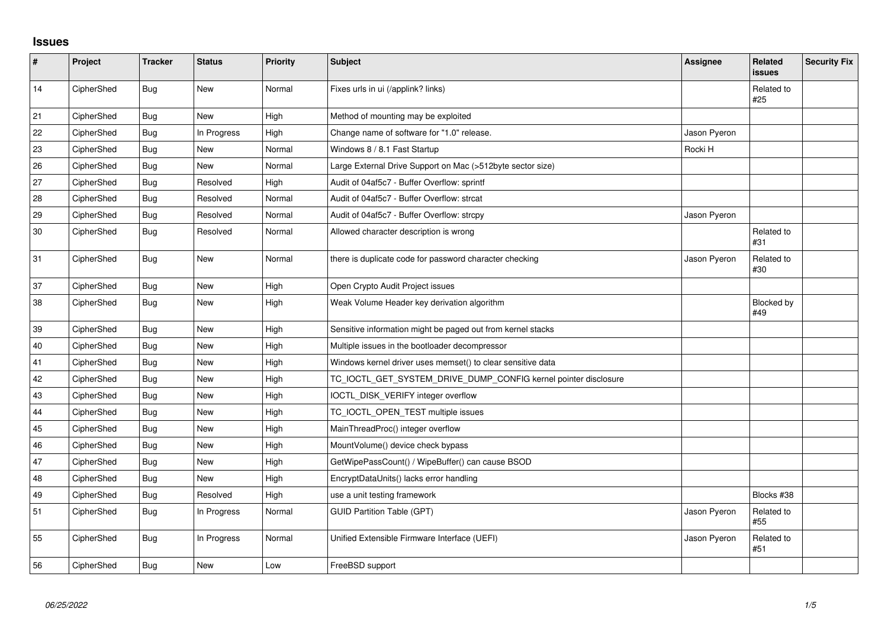# Issues

| # | Project | Tracker | Status | Priority | Subject | Assignee | Related issues | Security Fix |
|---|---|---|---|---|---|---|---|---|
| 14 | CipherShed | Bug | New | Normal | Fixes urls in ui (/applink? links) | | Related to #25 | |
| 21 | CipherShed | Bug | New | High | Method of mounting may be exploited | | | |
| 22 | CipherShed | Bug | In Progress | High | Change name of software for "1.0" release. | Jason Pyeron | | |
| 23 | CipherShed | Bug | New | Normal | Windows 8 / 8.1 Fast Startup | Rocki H | | |
| 26 | CipherShed | Bug | New | Normal | Large External Drive Support on Mac (>512byte sector size) | | | |
| 27 | CipherShed | Bug | Resolved | High | Audit of 04af5c7 - Buffer Overflow: sprintf | | | |
| 28 | CipherShed | Bug | Resolved | Normal | Audit of 04af5c7 - Buffer Overflow: strcat | | | |
| 29 | CipherShed | Bug | Resolved | Normal | Audit of 04af5c7 - Buffer Overflow: strcpy | Jason Pyeron | | |
| 30 | CipherShed | Bug | Resolved | Normal | Allowed character description is wrong | | Related to #31 | |
| 31 | CipherShed | Bug | New | Normal | there is duplicate code for password character checking | Jason Pyeron | Related to #30 | |
| 37 | CipherShed | Bug | New | High | Open Crypto Audit Project issues | | | |
| 38 | CipherShed | Bug | New | High | Weak Volume Header key derivation algorithm | | Blocked by #49 | |
| 39 | CipherShed | Bug | New | High | Sensitive information might be paged out from kernel stacks | | | |
| 40 | CipherShed | Bug | New | High | Multiple issues in the bootloader decompressor | | | |
| 41 | CipherShed | Bug | New | High | Windows kernel driver uses memset() to clear sensitive data | | | |
| 42 | CipherShed | Bug | New | High | TC_IOCTL_GET_SYSTEM_DRIVE_DUMP_CONFIG kernel pointer disclosure | | | |
| 43 | CipherShed | Bug | New | High | IOCTL_DISK_VERIFY integer overflow | | | |
| 44 | CipherShed | Bug | New | High | TC_IOCTL_OPEN_TEST multiple issues | | | |
| 45 | CipherShed | Bug | New | High | MainThreadProc() integer overflow | | | |
| 46 | CipherShed | Bug | New | High | MountVolume() device check bypass | | | |
| 47 | CipherShed | Bug | New | High | GetWipePassCount() / WipeBuffer() can cause BSOD | | | |
| 48 | CipherShed | Bug | New | High | EncryptDataUnits() lacks error handling | | | |
| 49 | CipherShed | Bug | Resolved | High | use a unit testing framework | | Blocks #38 | |
| 51 | CipherShed | Bug | In Progress | Normal | GUID Partition Table (GPT) | Jason Pyeron | Related to #55 | |
| 55 | CipherShed | Bug | In Progress | Normal | Unified Extensible Firmware Interface (UEFI) | Jason Pyeron | Related to #51 | |
| 56 | CipherShed | Bug | New | Low | FreeBSD support | | | |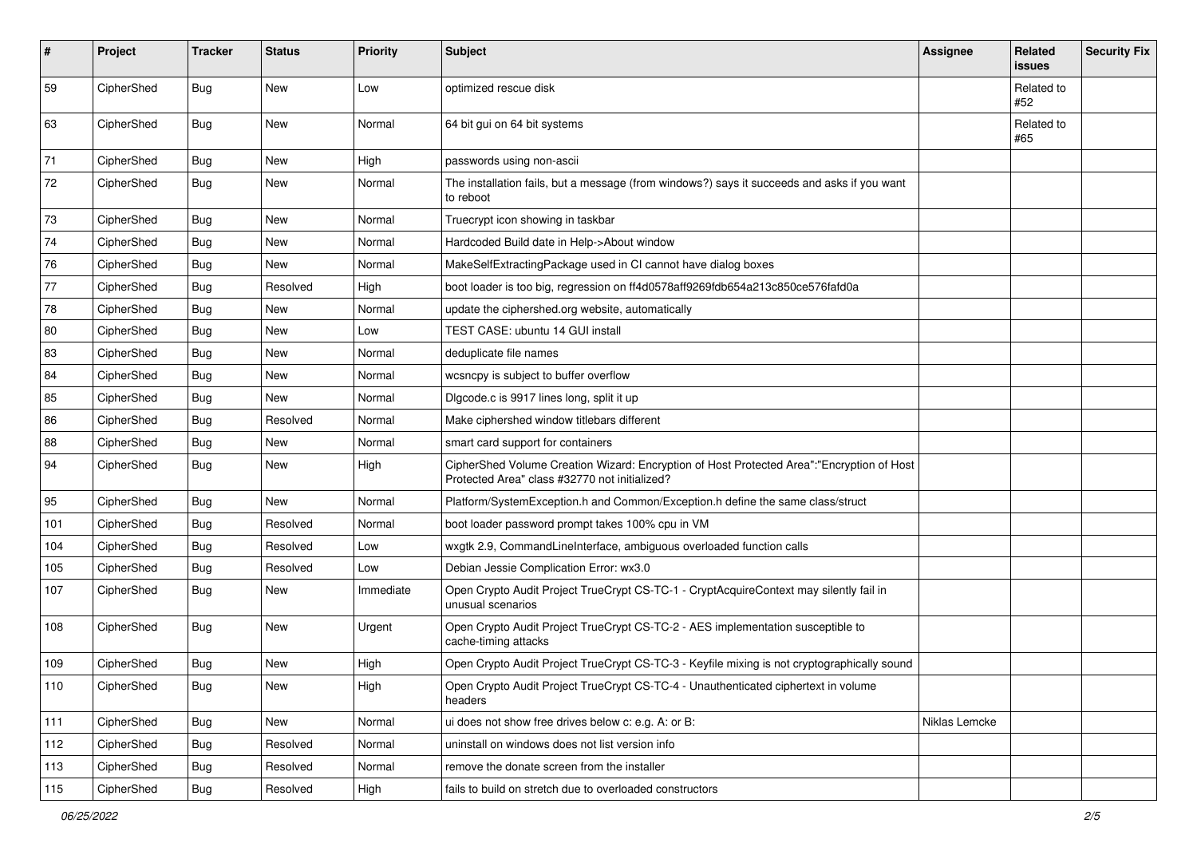| # | Project | Tracker | Status | Priority | Subject | Assignee | Related issues | Security Fix |
|---|---|---|---|---|---|---|---|---|
| 59 | CipherShed | Bug | New | Low | optimized rescue disk | | Related to #52 | |
| 63 | CipherShed | Bug | New | Normal | 64 bit gui on 64 bit systems | | Related to #65 | |
| 71 | CipherShed | Bug | New | High | passwords using non-ascii | | | |
| 72 | CipherShed | Bug | New | Normal | The installation fails, but a message (from windows?) says it succeeds and asks if you want to reboot | | | |
| 73 | CipherShed | Bug | New | Normal | Truecrypt icon showing in taskbar | | | |
| 74 | CipherShed | Bug | New | Normal | Hardcoded Build date in Help->About window | | | |
| 76 | CipherShed | Bug | New | Normal | MakeSelfExtractingPackage used in CI cannot have dialog boxes | | | |
| 77 | CipherShed | Bug | Resolved | High | boot loader is too big, regression on ff4d0578aff9269fdb654a213c850ce576fafd0a | | | |
| 78 | CipherShed | Bug | New | Normal | update the ciphershed.org website, automatically | | | |
| 80 | CipherShed | Bug | New | Low | TEST CASE: ubuntu 14 GUI install | | | |
| 83 | CipherShed | Bug | New | Normal | deduplicate file names | | | |
| 84 | CipherShed | Bug | New | Normal | wcsncpy is subject to buffer overflow | | | |
| 85 | CipherShed | Bug | New | Normal | Dlgcode.c is 9917 lines long, split it up | | | |
| 86 | CipherShed | Bug | Resolved | Normal | Make ciphershed window titlebars different | | | |
| 88 | CipherShed | Bug | New | Normal | smart card support for containers | | | |
| 94 | CipherShed | Bug | New | High | CipherShed Volume Creation Wizard: Encryption of Host Protected Area":"Encryption of Host Protected Area" class #32770 not initialized? | | | |
| 95 | CipherShed | Bug | New | Normal | Platform/SystemException.h and Common/Exception.h define the same class/struct | | | |
| 101 | CipherShed | Bug | Resolved | Normal | boot loader password prompt takes 100% cpu in VM | | | |
| 104 | CipherShed | Bug | Resolved | Low | wxgtk 2.9, CommandLineInterface, ambiguous overloaded function calls | | | |
| 105 | CipherShed | Bug | Resolved | Low | Debian Jessie Complication Error: wx3.0 | | | |
| 107 | CipherShed | Bug | New | Immediate | Open Crypto Audit Project TrueCrypt CS-TC-1 - CryptAcquireContext may silently fail in unusual scenarios | | | |
| 108 | CipherShed | Bug | New | Urgent | Open Crypto Audit Project TrueCrypt CS-TC-2 - AES implementation susceptible to cache-timing attacks | | | |
| 109 | CipherShed | Bug | New | High | Open Crypto Audit Project TrueCrypt CS-TC-3 - Keyfile mixing is not cryptographically sound | | | |
| 110 | CipherShed | Bug | New | High | Open Crypto Audit Project TrueCrypt CS-TC-4 - Unauthenticated ciphertext in volume headers | | | |
| 111 | CipherShed | Bug | New | Normal | ui does not show free drives below c: e.g. A: or B: | Niklas Lemcke | | |
| 112 | CipherShed | Bug | Resolved | Normal | uninstall on windows does not list version info | | | |
| 113 | CipherShed | Bug | Resolved | Normal | remove the donate screen from the installer | | | |
| 115 | CipherShed | Bug | Resolved | High | fails to build on stretch due to overloaded constructors | | | |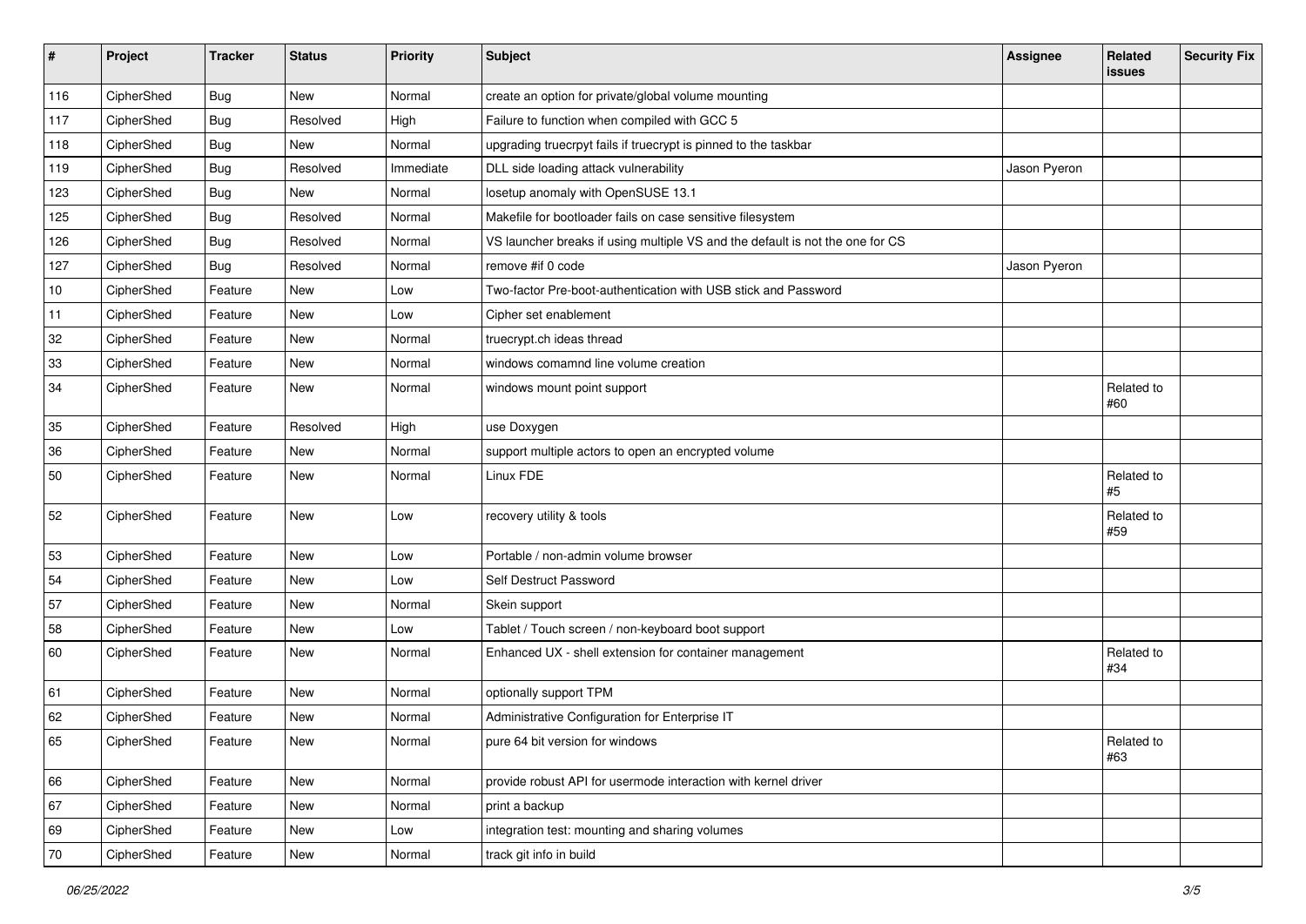| # | Project | Tracker | Status | Priority | Subject | Assignee | Related issues | Security Fix |
|---|---|---|---|---|---|---|---|---|
| 116 | CipherShed | Bug | New | Normal | create an option for private/global volume mounting | | | |
| 117 | CipherShed | Bug | Resolved | High | Failure to function when compiled with GCC 5 | | | |
| 118 | CipherShed | Bug | New | Normal | upgrading truecrpyt fails if truecrypt is pinned to the taskbar | | | |
| 119 | CipherShed | Bug | Resolved | Immediate | DLL side loading attack vulnerability | Jason Pyeron | | |
| 123 | CipherShed | Bug | New | Normal | losetup anomaly with OpenSUSE 13.1 | | | |
| 125 | CipherShed | Bug | Resolved | Normal | Makefile for bootloader fails on case sensitive filesystem | | | |
| 126 | CipherShed | Bug | Resolved | Normal | VS launcher breaks if using multiple VS and the default is not the one for CS | | | |
| 127 | CipherShed | Bug | Resolved | Normal | remove #if 0 code | Jason Pyeron | | |
| 10 | CipherShed | Feature | New | Low | Two-factor Pre-boot-authentication with USB stick and Password | | | |
| 11 | CipherShed | Feature | New | Low | Cipher set enablement | | | |
| 32 | CipherShed | Feature | New | Normal | truecrypt.ch ideas thread | | | |
| 33 | CipherShed | Feature | New | Normal | windows comamnd line volume creation | | | |
| 34 | CipherShed | Feature | New | Normal | windows mount point support | | Related to #60 | |
| 35 | CipherShed | Feature | Resolved | High | use Doxygen | | | |
| 36 | CipherShed | Feature | New | Normal | support multiple actors to open an encrypted volume | | | |
| 50 | CipherShed | Feature | New | Normal | Linux FDE | | Related to #5 | |
| 52 | CipherShed | Feature | New | Low | recovery utility & tools | | Related to #59 | |
| 53 | CipherShed | Feature | New | Low | Portable / non-admin volume browser | | | |
| 54 | CipherShed | Feature | New | Low | Self Destruct Password | | | |
| 57 | CipherShed | Feature | New | Normal | Skein support | | | |
| 58 | CipherShed | Feature | New | Low | Tablet / Touch screen / non-keyboard boot support | | | |
| 60 | CipherShed | Feature | New | Normal | Enhanced UX - shell extension for container management | | Related to #34 | |
| 61 | CipherShed | Feature | New | Normal | optionally support TPM | | | |
| 62 | CipherShed | Feature | New | Normal | Administrative Configuration for Enterprise IT | | | |
| 65 | CipherShed | Feature | New | Normal | pure 64 bit version for windows | | Related to #63 | |
| 66 | CipherShed | Feature | New | Normal | provide robust API for usermode interaction with kernel driver | | | |
| 67 | CipherShed | Feature | New | Normal | print a backup | | | |
| 69 | CipherShed | Feature | New | Low | integration test: mounting and sharing volumes | | | |
| 70 | CipherShed | Feature | New | Normal | track git info in build | | | |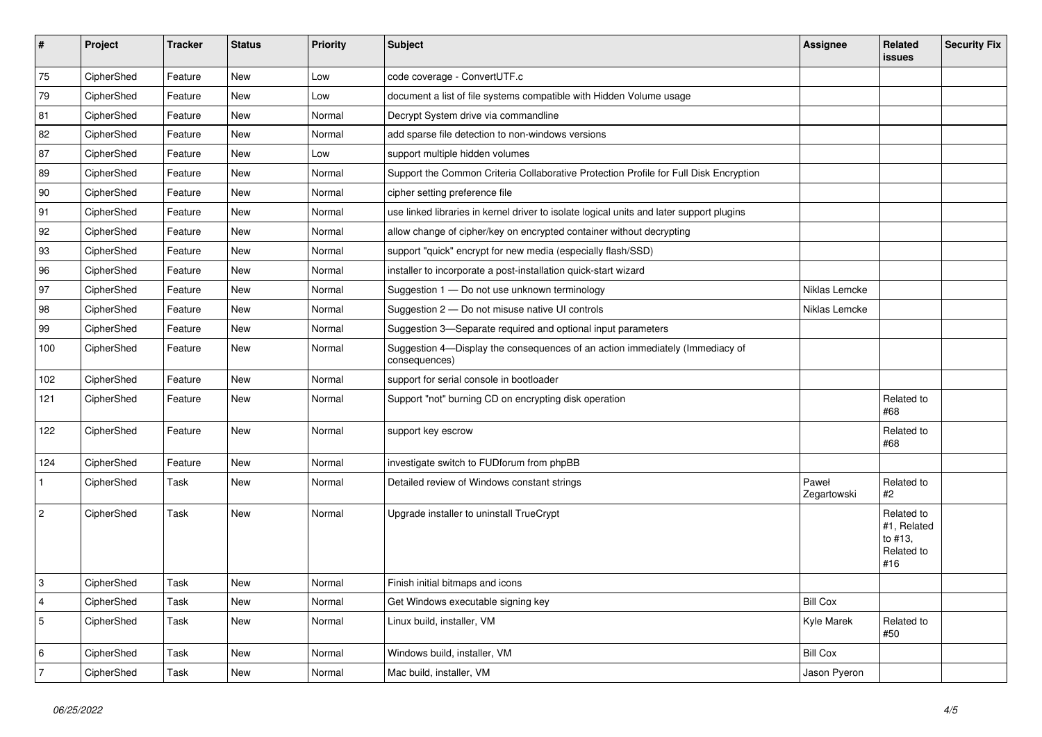| # | Project | Tracker | Status | Priority | Subject | Assignee | Related issues | Security Fix |
|---|---|---|---|---|---|---|---|---|
| 75 | CipherShed | Feature | New | Low | code coverage - ConvertUTF.c | | | |
| 79 | CipherShed | Feature | New | Low | document a list of file systems compatible with Hidden Volume usage | | | |
| 81 | CipherShed | Feature | New | Normal | Decrypt System drive via commandline | | | |
| 82 | CipherShed | Feature | New | Normal | add sparse file detection to non-windows versions | | | |
| 87 | CipherShed | Feature | New | Low | support multiple hidden volumes | | | |
| 89 | CipherShed | Feature | New | Normal | Support the Common Criteria Collaborative Protection Profile for Full Disk Encryption | | | |
| 90 | CipherShed | Feature | New | Normal | cipher setting preference file | | | |
| 91 | CipherShed | Feature | New | Normal | use linked libraries in kernel driver to isolate logical units and later support plugins | | | |
| 92 | CipherShed | Feature | New | Normal | allow change of cipher/key on encrypted container without decrypting | | | |
| 93 | CipherShed | Feature | New | Normal | support "quick" encrypt for new media (especially flash/SSD) | | | |
| 96 | CipherShed | Feature | New | Normal | installer to incorporate a post-installation quick-start wizard | | | |
| 97 | CipherShed | Feature | New | Normal | Suggestion 1 — Do not use unknown terminology | Niklas Lemcke | | |
| 98 | CipherShed | Feature | New | Normal | Suggestion 2 — Do not misuse native UI controls | Niklas Lemcke | | |
| 99 | CipherShed | Feature | New | Normal | Suggestion 3—Separate required and optional input parameters | | | |
| 100 | CipherShed | Feature | New | Normal | Suggestion 4—Display the consequences of an action immediately (Immediacy of consequences) | | | |
| 102 | CipherShed | Feature | New | Normal | support for serial console in bootloader | | | |
| 121 | CipherShed | Feature | New | Normal | Support "not" burning CD on encrypting disk operation | | Related to #68 | |
| 122 | CipherShed | Feature | New | Normal | support key escrow | | Related to #68 | |
| 124 | CipherShed | Feature | New | Normal | investigate switch to FUDforum from phpBB | | | |
| 1 | CipherShed | Task | New | Normal | Detailed review of Windows constant strings | Paweł Zegartowski | Related to #2 | |
| 2 | CipherShed | Task | New | Normal | Upgrade installer to uninstall TrueCrypt | | Related to #1, Related to #13, Related to #16 | |
| 3 | CipherShed | Task | New | Normal | Finish initial bitmaps and icons | | | |
| 4 | CipherShed | Task | New | Normal | Get Windows executable signing key | Bill Cox | | |
| 5 | CipherShed | Task | New | Normal | Linux build, installer, VM | Kyle Marek | Related to #50 | |
| 6 | CipherShed | Task | New | Normal | Windows build, installer, VM | Bill Cox | | |
| 7 | CipherShed | Task | New | Normal | Mac build, installer, VM | Jason Pyeron | | |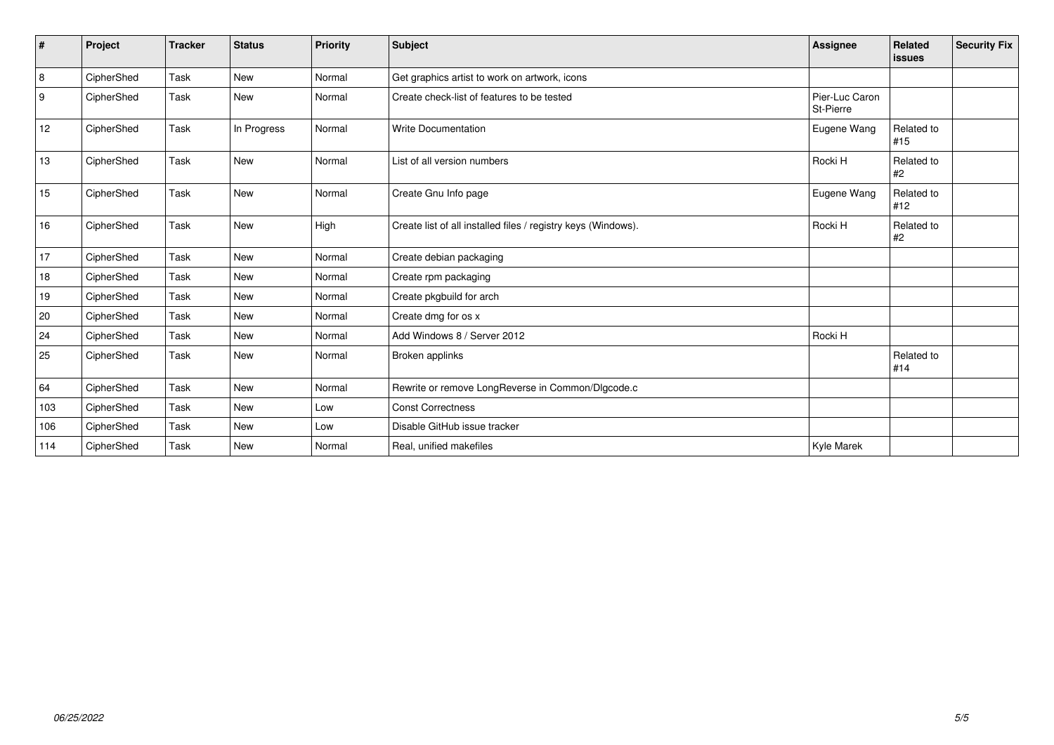| # | Project | Tracker | Status | Priority | Subject | Assignee | Related issues | Security Fix |
|---|---|---|---|---|---|---|---|---|
| 8 | CipherShed | Task | New | Normal | Get graphics artist to work on artwork, icons | | | |
| 9 | CipherShed | Task | New | Normal | Create check-list of features to be tested | Pier-Luc Caron St-Pierre | | |
| 12 | CipherShed | Task | In Progress | Normal | Write Documentation | Eugene Wang | Related to #15 | |
| 13 | CipherShed | Task | New | Normal | List of all version numbers | Rocki H | Related to #2 | |
| 15 | CipherShed | Task | New | Normal | Create Gnu Info page | Eugene Wang | Related to #12 | |
| 16 | CipherShed | Task | New | High | Create list of all installed files / registry keys (Windows). | Rocki H | Related to #2 | |
| 17 | CipherShed | Task | New | Normal | Create debian packaging | | | |
| 18 | CipherShed | Task | New | Normal | Create rpm packaging | | | |
| 19 | CipherShed | Task | New | Normal | Create pkgbuild for arch | | | |
| 20 | CipherShed | Task | New | Normal | Create dmg for os x | | | |
| 24 | CipherShed | Task | New | Normal | Add Windows 8 / Server 2012 | Rocki H | | |
| 25 | CipherShed | Task | New | Normal | Broken applinks | | Related to #14 | |
| 64 | CipherShed | Task | New | Normal | Rewrite or remove LongReverse in Common/Dlgcode.c | | | |
| 103 | CipherShed | Task | New | Low | Const Correctness | | | |
| 106 | CipherShed | Task | New | Low | Disable GitHub issue tracker | | | |
| 114 | CipherShed | Task | New | Normal | Real, unified makefiles | Kyle Marek | | |